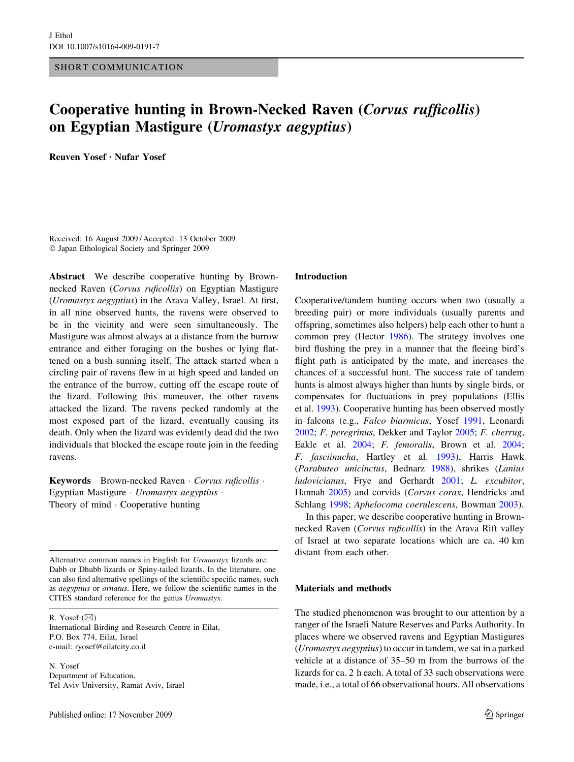SHORT COMMUNICATION

# Cooperative hunting in Brown-Necked Raven (*Corvus rufficollis*) on Egyptian Mastigure (*Uromastyx aegyptius*)

**Reuven Yosef · Nufar Yosef**

Received: 16 August 2009 / Accepted: 13 October 2009
© Japan Ethological Society and Springer 2009

**Abstract** We describe cooperative hunting by Brown-necked Raven (*Corvus ruficollis*) on Egyptian Mastigure (*Uromastyx aegyptius*) in the Arava Valley, Israel. At first, in all nine observed hunts, the ravens were observed to be in the vicinity and were seen simultaneously. The Mastigure was almost always at a distance from the burrow entrance and either foraging on the bushes or lying flattened on a bush sunning itself. The attack started when a circling pair of ravens flew in at high speed and landed on the entrance of the burrow, cutting off the escape route of the lizard. Following this maneuver, the other ravens attacked the lizard. The ravens pecked randomly at the most exposed part of the lizard, eventually causing its death. Only when the lizard was evidently dead did the two individuals that blocked the escape route join in the feeding ravens.

**Keywords** Brown-necked Raven · *Corvus ruficollis* · Egyptian Mastigure · *Uromastyx aegyptius* · Theory of mind · Cooperative hunting

Alternative common names in English for *Uromastyx* lizards are: Dabb or Dhubb lizards or Spiny-tailed lizards. In the literature, one can also find alternative spellings of the scientific specific names, such as *aegyptius* or *ornatus*. Here, we follow the scientific names in the CITES standard reference for the genus *Uromastyx*.

R. Yosef (✉)
International Birding and Research Centre in Eilat,
P.O. Box 774, Eilat, Israel
e-mail: ryosef@eilatcity.co.il

N. Yosef
Department of Education,
Tel Aviv University, Ramat Aviv, Israel

## Introduction

Cooperative/tandem hunting occurs when two (usually a breeding pair) or more individuals (usually parents and offspring, sometimes also helpers) help each other to hunt a common prey (Hector 1986). The strategy involves one bird flushing the prey in a manner that the fleeing bird's flight path is anticipated by the mate, and increases the chances of a successful hunt. The success rate of tandem hunts is almost always higher than hunts by single birds, or compensates for fluctuations in prey populations (Ellis et al. 1993). Cooperative hunting has been observed mostly in falcons (e.g., *Falco biarmicus*, Yosef 1991, Leonardi 2002; *F. peregrinus*, Dekker and Taylor 2005; *F. cherrug*, Eakle et al. 2004; *F. femoralis*, Brown et al. 2004; *F. fasciinucha*, Hartley et al. 1993), Harris Hawk (*Parabuteo unicinctus*, Bednarz 1988), shrikes (*Lanius ludovicianus*, Frye and Gerhardt 2001; *L. excubitor*, Hannah 2005) and corvids (*Corvus corax*, Hendricks and Schlang 1998; *Aphelocoma coerulescens*, Bowman 2003).

In this paper, we describe cooperative hunting in Brown-necked Raven (*Corvus ruficollis*) in the Arava Rift valley of Israel at two separate locations which are ca. 40 km distant from each other.

## Materials and methods

The studied phenomenon was brought to our attention by a ranger of the Israeli Nature Reserves and Parks Authority. In places where we observed ravens and Egyptian Mastigures (*Uromastyx aegyptius*) to occur in tandem, we sat in a parked vehicle at a distance of 35–50 m from the burrows of the lizards for ca. 2 h each. A total of 33 such observations were made, i.e., a total of 66 observational hours. All observations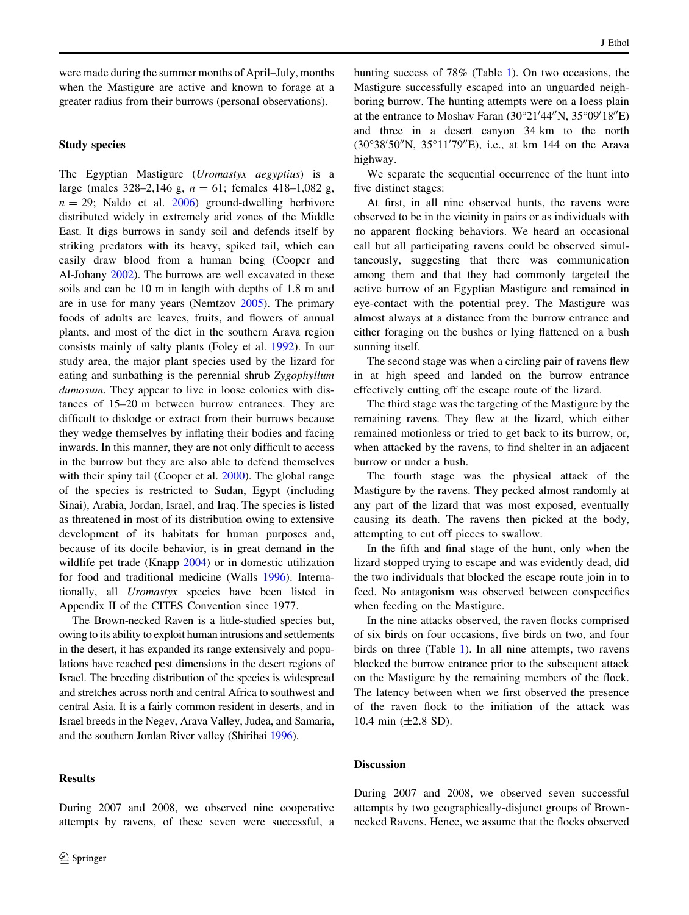were made during the summer months of April–July, months when the Mastigure are active and known to forage at a greater radius from their burrows (personal observations).

## Study species

The Egyptian Mastigure (*Uromastyx aegyptius*) is a large (males 328–2,146 g, $n = 61$; females 418–1,082 g, $n = 29$; Naldo et al. 2006) ground-dwelling herbivore distributed widely in extremely arid zones of the Middle East. It digs burrows in sandy soil and defends itself by striking predators with its heavy, spiked tail, which can easily draw blood from a human being (Cooper and Al-Johany 2002). The burrows are well excavated in these soils and can be 10 m in length with depths of 1.8 m and are in use for many years (Nemtzov 2005). The primary foods of adults are leaves, fruits, and flowers of annual plants, and most of the diet in the southern Arava region consists mainly of salty plants (Foley et al. 1992). In our study area, the major plant species used by the lizard for eating and sunbathing is the perennial shrub *Zygophyllum dumosum*. They appear to live in loose colonies with distances of 15–20 m between burrow entrances. They are difficult to dislodge or extract from their burrows because they wedge themselves by inflating their bodies and facing inwards. In this manner, they are not only difficult to access in the burrow but they are also able to defend themselves with their spiny tail (Cooper et al. 2000). The global range of the species is restricted to Sudan, Egypt (including Sinai), Arabia, Jordan, Israel, and Iraq. The species is listed as threatened in most of its distribution owing to extensive development of its habitats for human purposes and, because of its docile behavior, is in great demand in the wildlife pet trade (Knapp 2004) or in domestic utilization for food and traditional medicine (Walls 1996). Internationally, all *Uromastyx* species have been listed in Appendix II of the CITES Convention since 1977.

The Brown-necked Raven is a little-studied species but, owing to its ability to exploit human intrusions and settlements in the desert, it has expanded its range extensively and populations have reached pest dimensions in the desert regions of Israel. The breeding distribution of the species is widespread and stretches across north and central Africa to southwest and central Asia. It is a fairly common resident in deserts, and in Israel breeds in the Negev, Arava Valley, Judea, and Samaria, and the southern Jordan River valley (Shirihai 1996).

# Results

During 2007 and 2008, we observed nine cooperative attempts by ravens, of these seven were successful, a hunting success of 78% (Table 1). On two occasions, the Mastigure successfully escaped into an unguarded neighboring burrow. The hunting attempts were on a loess plain at the entrance to Moshav Faran (30°21′44″N, 35°09′18″E) and three in a desert canyon 34 km to the north (30°38′50″N, 35°11′79″E), i.e., at km 144 on the Arava highway.

We separate the sequential occurrence of the hunt into five distinct stages:

At first, in all nine observed hunts, the ravens were observed to be in the vicinity in pairs or as individuals with no apparent flocking behaviors. We heard an occasional call but all participating ravens could be observed simultaneously, suggesting that there was communication among them and that they had commonly targeted the active burrow of an Egyptian Mastigure and remained in eye-contact with the potential prey. The Mastigure was almost always at a distance from the burrow entrance and either foraging on the bushes or lying flattened on a bush sunning itself.

The second stage was when a circling pair of ravens flew in at high speed and landed on the burrow entrance effectively cutting off the escape route of the lizard.

The third stage was the targeting of the Mastigure by the remaining ravens. They flew at the lizard, which either remained motionless or tried to get back to its burrow, or, when attacked by the ravens, to find shelter in an adjacent burrow or under a bush.

The fourth stage was the physical attack of the Mastigure by the ravens. They pecked almost randomly at any part of the lizard that was most exposed, eventually causing its death. The ravens then picked at the body, attempting to cut off pieces to swallow.

In the fifth and final stage of the hunt, only when the lizard stopped trying to escape and was evidently dead, did the two individuals that blocked the escape route join in to feed. No antagonism was observed between conspecifics when feeding on the Mastigure.

In the nine attacks observed, the raven flocks comprised of six birds on four occasions, five birds on two, and four birds on three (Table 1). In all nine attempts, two ravens blocked the burrow entrance prior to the subsequent attack on the Mastigure by the remaining members of the flock. The latency between when we first observed the presence of the raven flock to the initiation of the attack was 10.4 min (±2.8 SD).

# Discussion

During 2007 and 2008, we observed seven successful attempts by two geographically-disjunct groups of Brown-necked Ravens. Hence, we assume that the flocks observed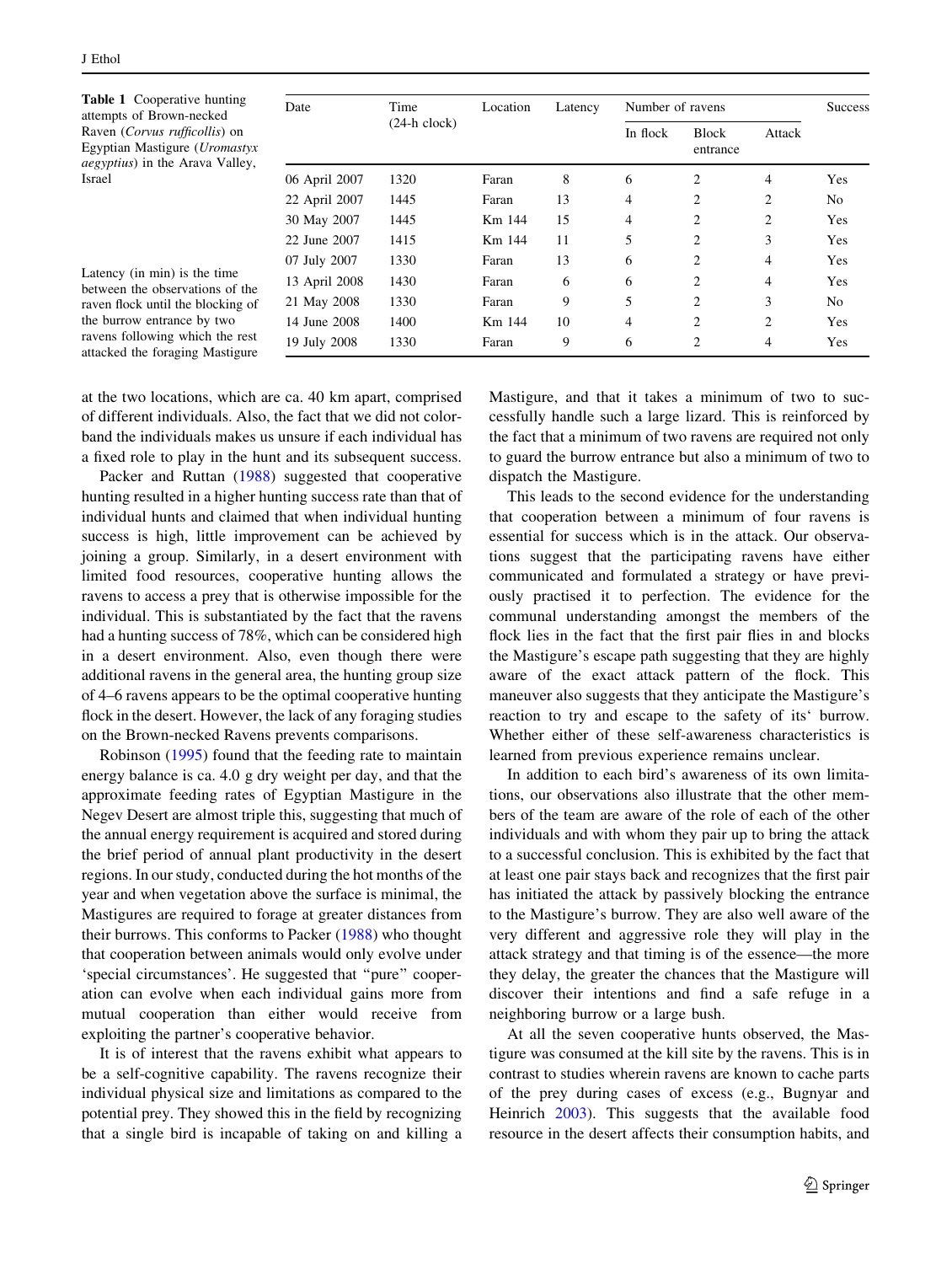**Table 1** Cooperative hunting attempts of Brown-necked Raven (*Corvus rufficollis*) on Egyptian Mastigure (*Uromastyx aegyptius*) in the Arava Valley, Israel

| Date | Time (24-h clock) | Location | Latency | Number of ravens | | | Success |
|---|---|---|---|---|---|---|---|
| | | | | In flock | Block entrance | Attack | |
| 06 April 2007 | 1320 | Faran | 8 | 6 | 2 | 4 | Yes |
| 22 April 2007 | 1445 | Faran | 13 | 4 | 2 | 2 | No |
| 30 May 2007 | 1445 | Km 144 | 15 | 4 | 2 | 2 | Yes |
| 22 June 2007 | 1415 | Km 144 | 11 | 5 | 2 | 3 | Yes |
| 07 July 2007 | 1330 | Faran | 13 | 6 | 2 | 4 | Yes |
| 13 April 2008 | 1430 | Faran | 6 | 6 | 2 | 4 | Yes |
| 21 May 2008 | 1330 | Faran | 9 | 5 | 2 | 3 | No |
| 14 June 2008 | 1400 | Km 144 | 10 | 4 | 2 | 2 | Yes |
| 19 July 2008 | 1330 | Faran | 9 | 6 | 2 | 4 | Yes |

Latency (in min) is the time between the observations of the raven flock until the blocking of the burrow entrance by two ravens following which the rest attacked the foraging Mastigure

at the two locations, which are ca. 40 km apart, comprised of different individuals. Also, the fact that we did not color-band the individuals makes us unsure if each individual has a fixed role to play in the hunt and its subsequent success.

Packer and Ruttan (1988) suggested that cooperative hunting resulted in a higher hunting success rate than that of individual hunts and claimed that when individual hunting success is high, little improvement can be achieved by joining a group. Similarly, in a desert environment with limited food resources, cooperative hunting allows the ravens to access a prey that is otherwise impossible for the individual. This is substantiated by the fact that the ravens had a hunting success of 78%, which can be considered high in a desert environment. Also, even though there were additional ravens in the general area, the hunting group size of 4–6 ravens appears to be the optimal cooperative hunting flock in the desert. However, the lack of any foraging studies on the Brown-necked Ravens prevents comparisons.

Robinson (1995) found that the feeding rate to maintain energy balance is ca. 4.0 g dry weight per day, and that the approximate feeding rates of Egyptian Mastigure in the Negev Desert are almost triple this, suggesting that much of the annual energy requirement is acquired and stored during the brief period of annual plant productivity in the desert regions. In our study, conducted during the hot months of the year and when vegetation above the surface is minimal, the Mastigures are required to forage at greater distances from their burrows. This conforms to Packer (1988) who thought that cooperation between animals would only evolve under 'special circumstances'. He suggested that "pure" cooperation can evolve when each individual gains more from mutual cooperation than either would receive from exploiting the partner's cooperative behavior.

It is of interest that the ravens exhibit what appears to be a self-cognitive capability. The ravens recognize their individual physical size and limitations as compared to the potential prey. They showed this in the field by recognizing that a single bird is incapable of taking on and killing a Mastigure, and that it takes a minimum of two to successfully handle such a large lizard. This is reinforced by the fact that a minimum of two ravens are required not only to guard the burrow entrance but also a minimum of two to dispatch the Mastigure.

This leads to the second evidence for the understanding that cooperation between a minimum of four ravens is essential for success which is in the attack. Our observations suggest that the participating ravens have either communicated and formulated a strategy or have previously practised it to perfection. The evidence for the communal understanding amongst the members of the flock lies in the fact that the first pair flies in and blocks the Mastigure's escape path suggesting that they are highly aware of the exact attack pattern of the flock. This maneuver also suggests that they anticipate the Mastigure's reaction to try and escape to the safety of its' burrow. Whether either of these self-awareness characteristics is learned from previous experience remains unclear.

In addition to each bird's awareness of its own limitations, our observations also illustrate that the other members of the team are aware of the role of each of the other individuals and with whom they pair up to bring the attack to a successful conclusion. This is exhibited by the fact that at least one pair stays back and recognizes that the first pair has initiated the attack by passively blocking the entrance to the Mastigure's burrow. They are also well aware of the very different and aggressive role they will play in the attack strategy and that timing is of the essence—the more they delay, the greater the chances that the Mastigure will discover their intentions and find a safe refuge in a neighboring burrow or a large bush.

At all the seven cooperative hunts observed, the Mastigure was consumed at the kill site by the ravens. This is in contrast to studies wherein ravens are known to cache parts of the prey during cases of excess (e.g., Bugnyar and Heinrich 2003). This suggests that the available food resource in the desert affects their consumption habits, and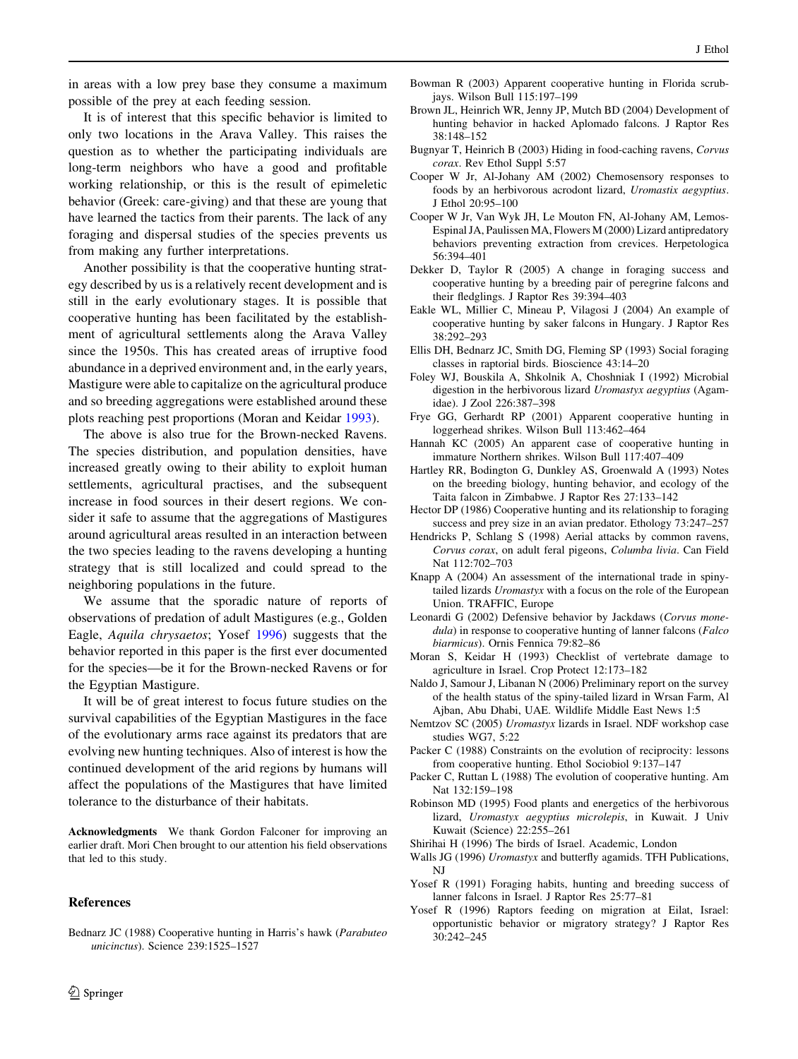in areas with a low prey base they consume a maximum possible of the prey at each feeding session.

It is of interest that this specific behavior is limited to only two locations in the Arava Valley. This raises the question as to whether the participating individuals are long-term neighbors who have a good and profitable working relationship, or this is the result of epimeletic behavior (Greek: care-giving) and that these are young that have learned the tactics from their parents. The lack of any foraging and dispersal studies of the species prevents us from making any further interpretations.

Another possibility is that the cooperative hunting strategy described by us is a relatively recent development and is still in the early evolutionary stages. It is possible that cooperative hunting has been facilitated by the establishment of agricultural settlements along the Arava Valley since the 1950s. This has created areas of irruptive food abundance in a deprived environment and, in the early years, Mastigure were able to capitalize on the agricultural produce and so breeding aggregations were established around these plots reaching pest proportions (Moran and Keidar 1993).

The above is also true for the Brown-necked Ravens. The species distribution, and population densities, have increased greatly owing to their ability to exploit human settlements, agricultural practises, and the subsequent increase in food sources in their desert regions. We consider it safe to assume that the aggregations of Mastigures around agricultural areas resulted in an interaction between the two species leading to the ravens developing a hunting strategy that is still localized and could spread to the neighboring populations in the future.

We assume that the sporadic nature of reports of observations of predation of adult Mastigures (e.g., Golden Eagle, *Aquila chrysaetos*; Yosef 1996) suggests that the behavior reported in this paper is the first ever documented for the species—be it for the Brown-necked Ravens or for the Egyptian Mastigure.

It will be of great interest to focus future studies on the survival capabilities of the Egyptian Mastigures in the face of the evolutionary arms race against its predators that are evolving new hunting techniques. Also of interest is how the continued development of the arid regions by humans will affect the populations of the Mastigures that have limited tolerance to the disturbance of their habitats.

**Acknowledgments** We thank Gordon Falconer for improving an earlier draft. Mori Chen brought to our attention his field observations that led to this study.

## References

Bednarz JC (1988) Cooperative hunting in Harris's hawk (*Parabuteo unicinctus*). Science 239:1525–1527

Bowman R (2003) Apparent cooperative hunting in Florida scrub-jays. Wilson Bull 115:197–199

Brown JL, Heinrich WR, Jenny JP, Mutch BD (2004) Development of hunting behavior in hacked Aplomado falcons. J Raptor Res 38:148–152

Bugnyar T, Heinrich B (2003) Hiding in food-caching ravens, *Corvus corax*. Rev Ethol Suppl 5:57

Cooper W Jr, Al-Johany AM (2002) Chemosensory responses to foods by an herbivorous acrodont lizard, *Uromastix aegyptius*. J Ethol 20:95–100

Cooper W Jr, Van Wyk JH, Le Mouton FN, Al-Johany AM, Lemos-Espinal JA, Paulissen MA, Flowers M (2000) Lizard antipredatory behaviors preventing extraction from crevices. Herpetologica 56:394–401

Dekker D, Taylor R (2005) A change in foraging success and cooperative hunting by a breeding pair of peregrine falcons and their fledglings. J Raptor Res 39:394–403

Eakle WL, Millier C, Mineau P, Vilagosi J (2004) An example of cooperative hunting by saker falcons in Hungary. J Raptor Res 38:292–293

Ellis DH, Bednarz JC, Smith DG, Fleming SP (1993) Social foraging classes in raptorial birds. Bioscience 43:14–20

Foley WJ, Bouskila A, Shkolnik A, Choshniak I (1992) Microbial digestion in the herbivorous lizard *Uromastyx aegyptius* (Agamidae). J Zool 226:387–398

Frye GG, Gerhardt RP (2001) Apparent cooperative hunting in loggerhead shrikes. Wilson Bull 113:462–464

Hannah KC (2005) An apparent case of cooperative hunting in immature Northern shrikes. Wilson Bull 117:407–409

Hartley RR, Bodington G, Dunkley AS, Groenwald A (1993) Notes on the breeding biology, hunting behavior, and ecology of the Taita falcon in Zimbabwe. J Raptor Res 27:133–142

Hector DP (1986) Cooperative hunting and its relationship to foraging success and prey size in an avian predator. Ethology 73:247–257

Hendricks P, Schlang S (1998) Aerial attacks by common ravens, *Corvus corax*, on adult feral pigeons, *Columba livia*. Can Field Nat 112:702–703

Knapp A (2004) An assessment of the international trade in spiny-tailed lizards *Uromastyx* with a focus on the role of the European Union. TRAFFIC, Europe

Leonardi G (2002) Defensive behavior by Jackdaws (*Corvus monedula*) in response to cooperative hunting of lanner falcons (*Falco biarmicus*). Ornis Fennica 79:82–86

Moran S, Keidar H (1993) Checklist of vertebrate damage to agriculture in Israel. Crop Protect 12:173–182

Naldo J, Samour J, Libanan N (2006) Preliminary report on the survey of the health status of the spiny-tailed lizard in Wrsan Farm, Al Ajban, Abu Dhabi, UAE. Wildlife Middle East News 1:5

Nemtzov SC (2005) *Uromastyx* lizards in Israel. NDF workshop case studies WG7, 5:22

Packer C (1988) Constraints on the evolution of reciprocity: lessons from cooperative hunting. Ethol Sociobiol 9:137–147

Packer C, Ruttan L (1988) The evolution of cooperative hunting. Am Nat 132:159–198

Robinson MD (1995) Food plants and energetics of the herbivorous lizard, *Uromastyx aegyptius microlepis*, in Kuwait. J Univ Kuwait (Science) 22:255–261

Shirihai H (1996) The birds of Israel. Academic, London

Walls JG (1996) *Uromastyx* and butterfly agamids. TFH Publications, NJ

Yosef R (1991) Foraging habits, hunting and breeding success of lanner falcons in Israel. J Raptor Res 25:77–81

Yosef R (1996) Raptors feeding on migration at Eilat, Israel: opportunistic behavior or migratory strategy? J Raptor Res 30:242–245